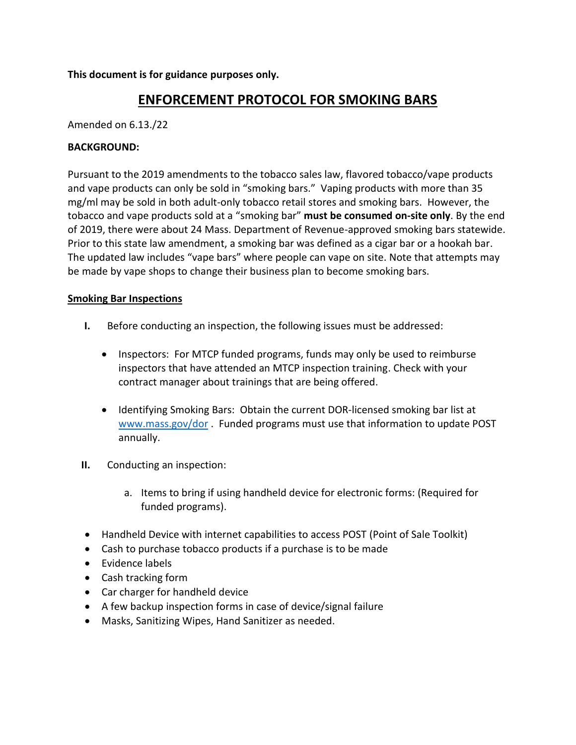**This document is for guidance purposes only.**

# ENFORCEMENT PROTOCOL FOR SMOKING BARS

Amended on 6.13./22

**BACKGROUND:**

Pursuant to the 2019 amendments to the tobacco sales law, flavored tobacco/vape products and vape products can only be sold in "smoking bars." Vaping products with more than 35 mg/ml may be sold in both adult-only tobacco retail stores and smoking bars. However, the tobacco and vape products sold at a "smoking bar" **must be consumed on-site only**. By the end of 2019, there were about 24 Mass. Department of Revenue-approved smoking bars statewide. Prior to this state law amendment, a smoking bar was defined as a cigar bar or a hookah bar. The updated law includes "vape bars" where people can vape on site. Note that attempts may be made by vape shops to change their business plan to become smoking bars.

## Smoking Bar Inspections

**I.** Before conducting an inspection, the following issues must be addressed:

- Inspectors: For MTCP funded programs, funds may only be used to reimburse inspectors that have attended an MTCP inspection training. Check with your contract manager about trainings that are being offered.

- Identifying Smoking Bars: Obtain the current DOR-licensed smoking bar list at [www.mass.gov/dor](http://www.mass.gov/dor) . Funded programs must use that information to update POST annually.

**II.** Conducting an inspection:

a. Items to bring if using handheld device for electronic forms: (Required for funded programs).

- Handheld Device with internet capabilities to access POST (Point of Sale Toolkit)
- Cash to purchase tobacco products if a purchase is to be made
- Evidence labels
- Cash tracking form
- Car charger for handheld device
- A few backup inspection forms in case of device/signal failure
- Masks, Sanitizing Wipes, Hand Sanitizer as needed.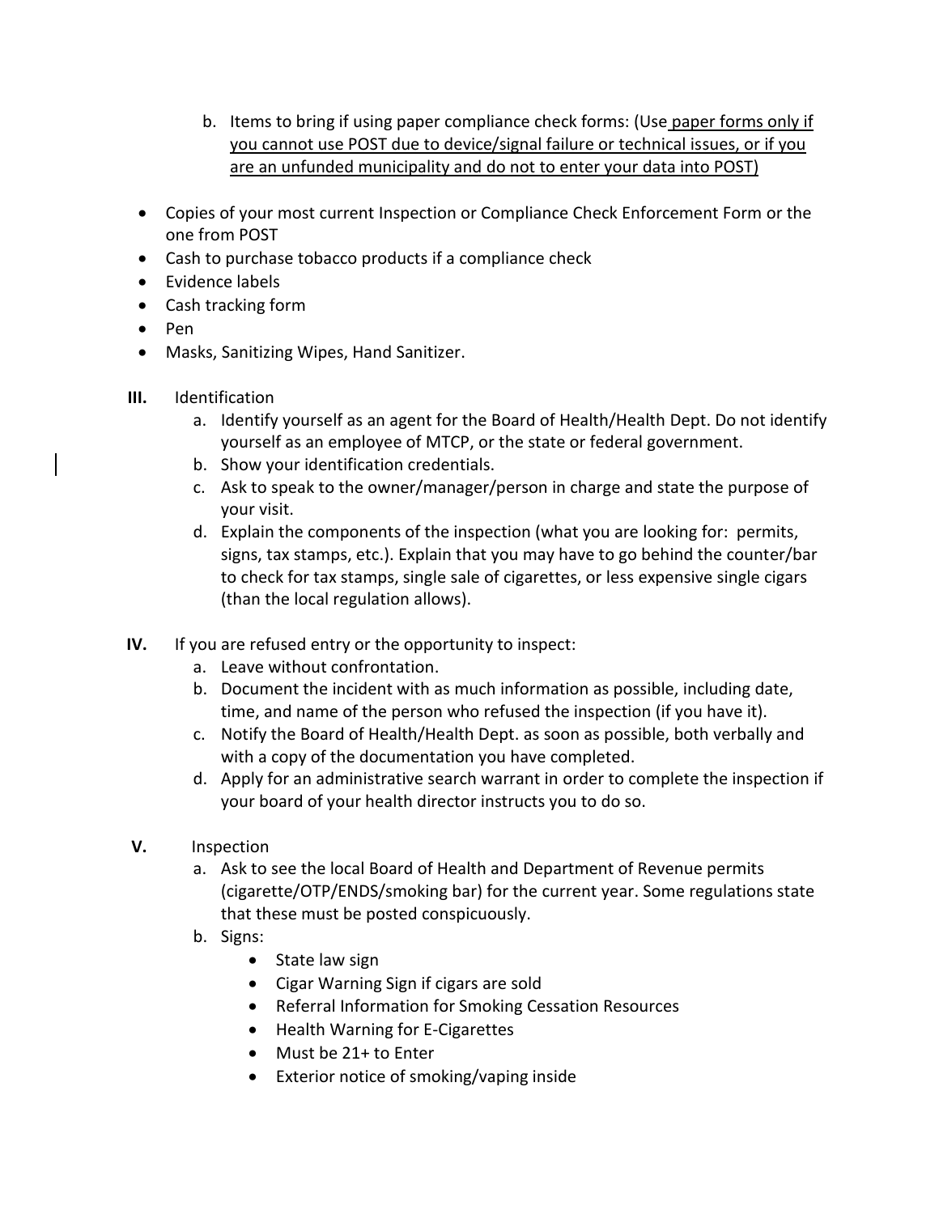b. Items to bring if using paper compliance check forms: (Use paper forms only if you cannot use POST due to device/signal failure or technical issues, or if you are an unfunded municipality and do not to enter your data into POST)

- Copies of your most current Inspection or Compliance Check Enforcement Form or the one from POST
- Cash to purchase tobacco products if a compliance check
- Evidence labels
- Cash tracking form
- Pen
- Masks, Sanitizing Wipes, Hand Sanitizer.

**III.** Identification

a. Identify yourself as an agent for the Board of Health/Health Dept. Do not identify yourself as an employee of MTCP, or the state or federal government.
b. Show your identification credentials.
c. Ask to speak to the owner/manager/person in charge and state the purpose of your visit.
d. Explain the components of the inspection (what you are looking for: permits, signs, tax stamps, etc.). Explain that you may have to go behind the counter/bar to check for tax stamps, single sale of cigarettes, or less expensive single cigars (than the local regulation allows).

**IV.** If you are refused entry or the opportunity to inspect:

a. Leave without confrontation.
b. Document the incident with as much information as possible, including date, time, and name of the person who refused the inspection (if you have it).
c. Notify the Board of Health/Health Dept. as soon as possible, both verbally and with a copy of the documentation you have completed.
d. Apply for an administrative search warrant in order to complete the inspection if your board of your health director instructs you to do so.

**V.** Inspection

a. Ask to see the local Board of Health and Department of Revenue permits (cigarette/OTP/ENDS/smoking bar) for the current year. Some regulations state that these must be posted conspicuously.
b. Signs:
   - State law sign
   - Cigar Warning Sign if cigars are sold
   - Referral Information for Smoking Cessation Resources
   - Health Warning for E-Cigarettes
   - Must be 21+ to Enter
   - Exterior notice of smoking/vaping inside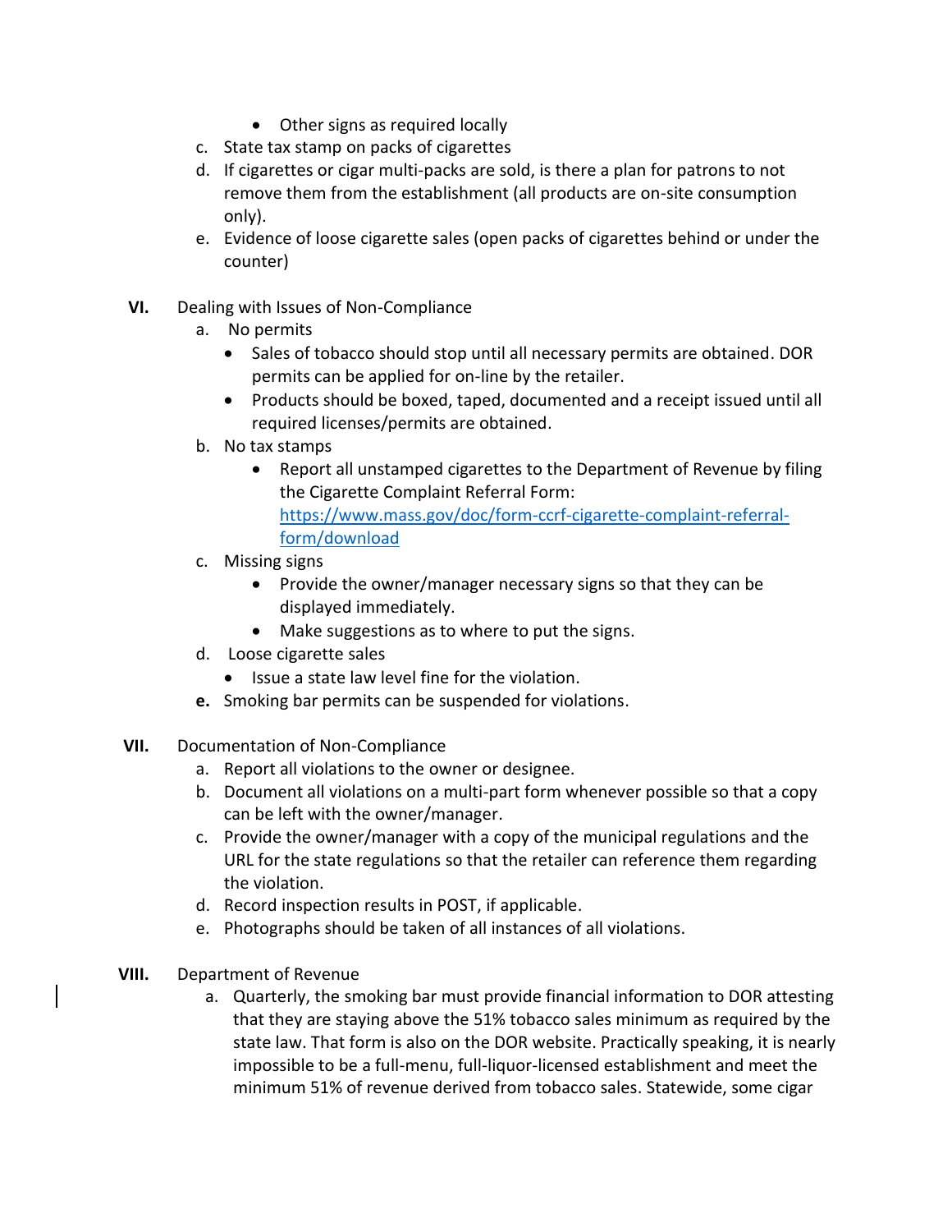- Other signs as required locally

c. State tax stamp on packs of cigarettes

d. If cigarettes or cigar multi-packs are sold, is there a plan for patrons to not remove them from the establishment (all products are on-site consumption only).

e. Evidence of loose cigarette sales (open packs of cigarettes behind or under the counter)

**VI.** Dealing with Issues of Non-Compliance

a. No permits
   - Sales of tobacco should stop until all necessary permits are obtained. DOR permits can be applied for on-line by the retailer.
   - Products should be boxed, taped, documented and a receipt issued until all required licenses/permits are obtained.

b. No tax stamps
   - Report all unstamped cigarettes to the Department of Revenue by filing the Cigarette Complaint Referral Form: https://www.mass.gov/doc/form-ccrf-cigarette-complaint-referral-form/download

c. Missing signs
   - Provide the owner/manager necessary signs so that they can be displayed immediately.
   - Make suggestions as to where to put the signs.

d. Loose cigarette sales
   - Issue a state law level fine for the violation.

**e.** Smoking bar permits can be suspended for violations.

**VII.** Documentation of Non-Compliance

a. Report all violations to the owner or designee.

b. Document all violations on a multi-part form whenever possible so that a copy can be left with the owner/manager.

c. Provide the owner/manager with a copy of the municipal regulations and the URL for the state regulations so that the retailer can reference them regarding the violation.

d. Record inspection results in POST, if applicable.

e. Photographs should be taken of all instances of all violations.

**VIII.** Department of Revenue

a. Quarterly, the smoking bar must provide financial information to DOR attesting that they are staying above the 51% tobacco sales minimum as required by the state law. That form is also on the DOR website. Practically speaking, it is nearly impossible to be a full-menu, full-liquor-licensed establishment and meet the minimum 51% of revenue derived from tobacco sales. Statewide, some cigar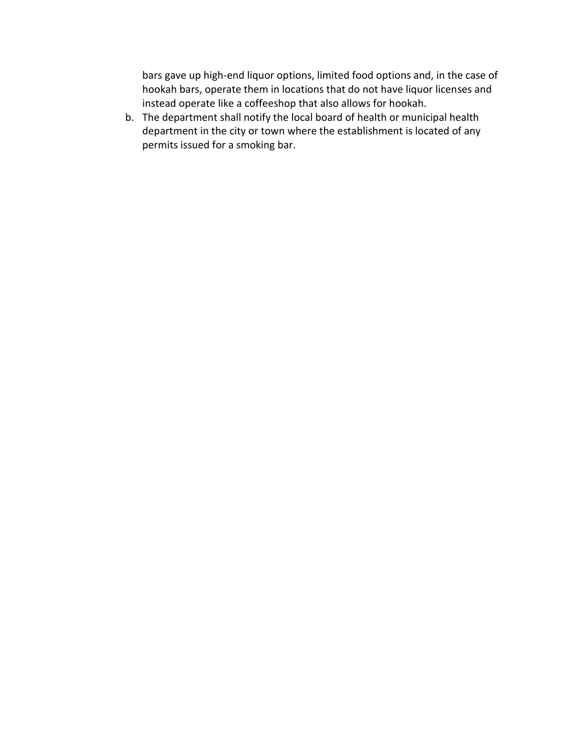bars gave up high-end liquor options, limited food options and, in the case of hookah bars, operate them in locations that do not have liquor licenses and instead operate like a coffeeshop that also allows for hookah.

b. The department shall notify the local board of health or municipal health department in the city or town where the establishment is located of any permits issued for a smoking bar.